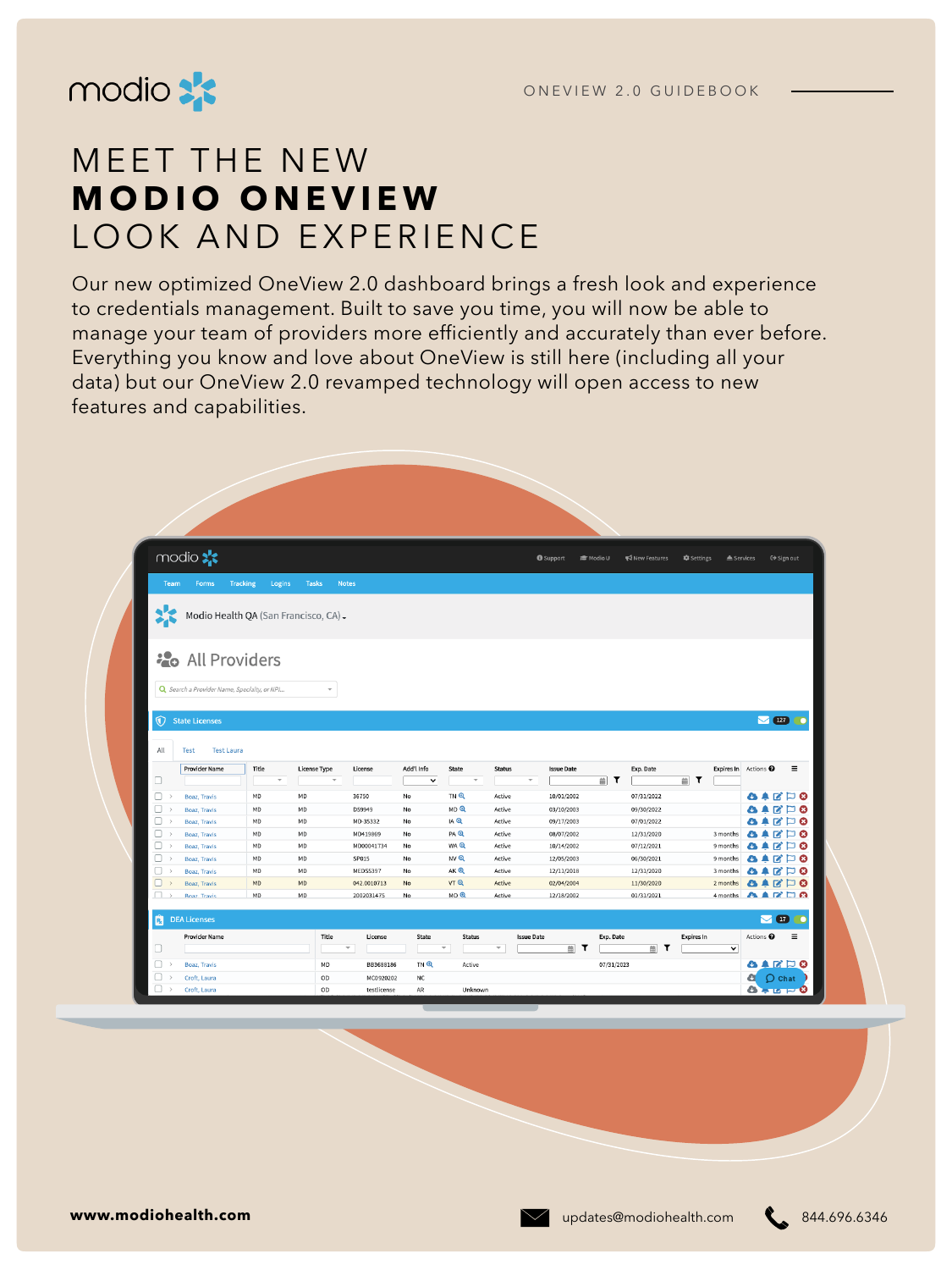ONEVIEW 2.0 GUIDEBOOK

# MEET THE NEW **MODIO ONEVIEW** LOOK AND EXPERIENCE

Our new optimized OneView 2.0 dashboard brings a fresh look and experience to credentials management. Built to save you time, you will now be able to manage your team of providers more efficiently and accurately than ever before. Everything you know and love about OneView is still here (including all your data) but our OneView 2.0 revamped technology will open access to new features and capabilities.

**www.modiohealth.com**

updates@modiohealth.com

844.696.6346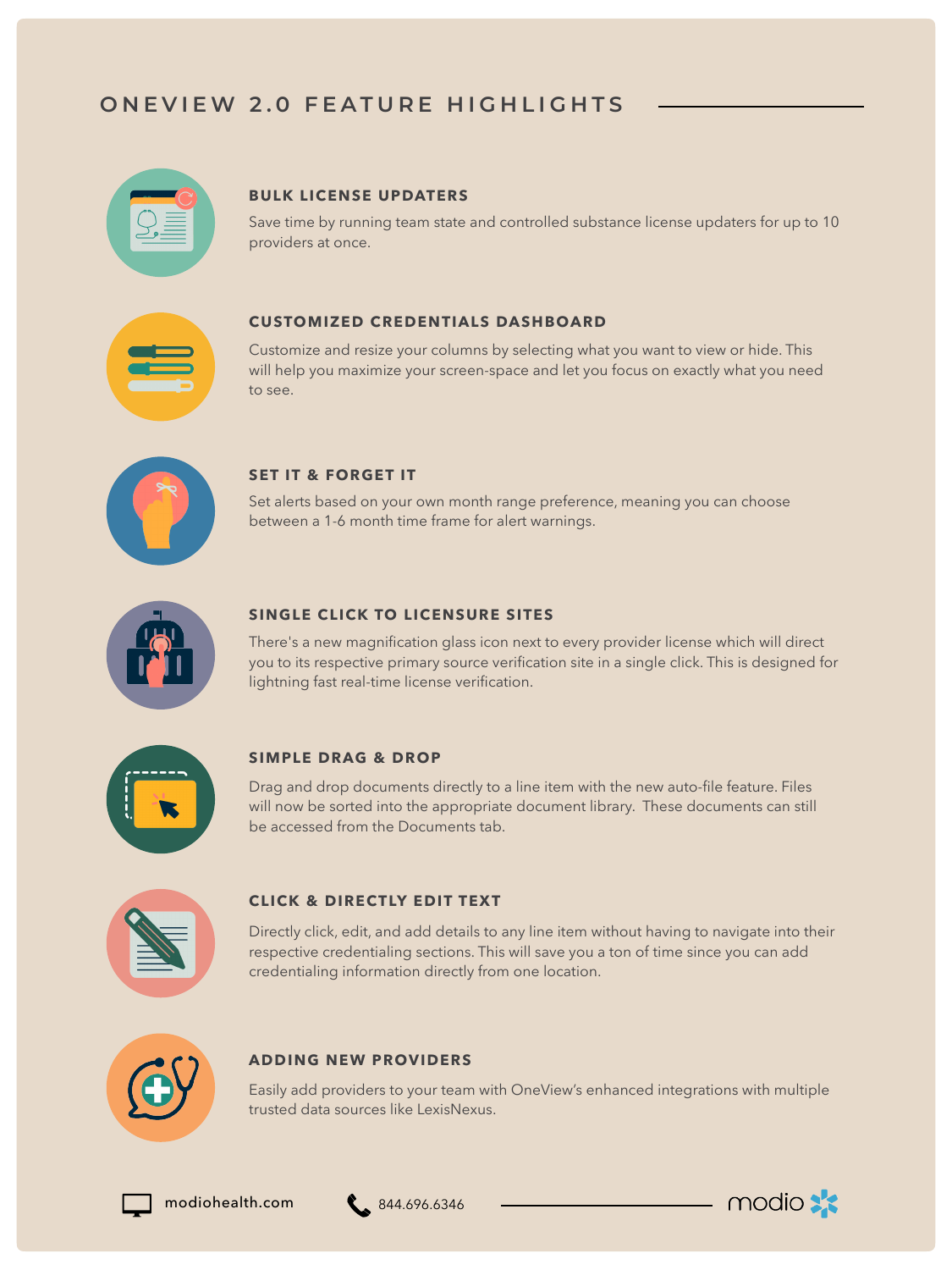# ONEVIEW 2.0 FEATURE HIGHLIGHTS

### BULK LICENSE UPDATERS

Save time by running team state and controlled substance license updaters for up to 10 providers at once.

### CUSTOMIZED CREDENTIALS DASHBOARD

Customize and resize your columns by selecting what you want to view or hide. This will help you maximize your screen-space and let you focus on exactly what you need to see.

### SET IT & FORGET IT

Set alerts based on your own month range preference, meaning you can choose between a 1-6 month time frame for alert warnings.

### SINGLE CLICK TO LICENSURE SITES

There's a new magnification glass icon next to every provider license which will direct you to its respective primary source verification site in a single click. This is designed for lightning fast real-time license verification.

### SIMPLE DRAG & DROP

Drag and drop documents directly to a line item with the new auto-file feature. Files will now be sorted into the appropriate document library. These documents can still be accessed from the Documents tab.

### CLICK & DIRECTLY EDIT TEXT

Directly click, edit, and add details to any line item without having to navigate into their respective credentialing sections. This will save you a ton of time since you can add credentialing information directly from one location.

### ADDING NEW PROVIDERS

Easily add providers to your team with OneView's enhanced integrations with multiple trusted data sources like LexisNexus.

modiohealth.com    844.696.6346    modio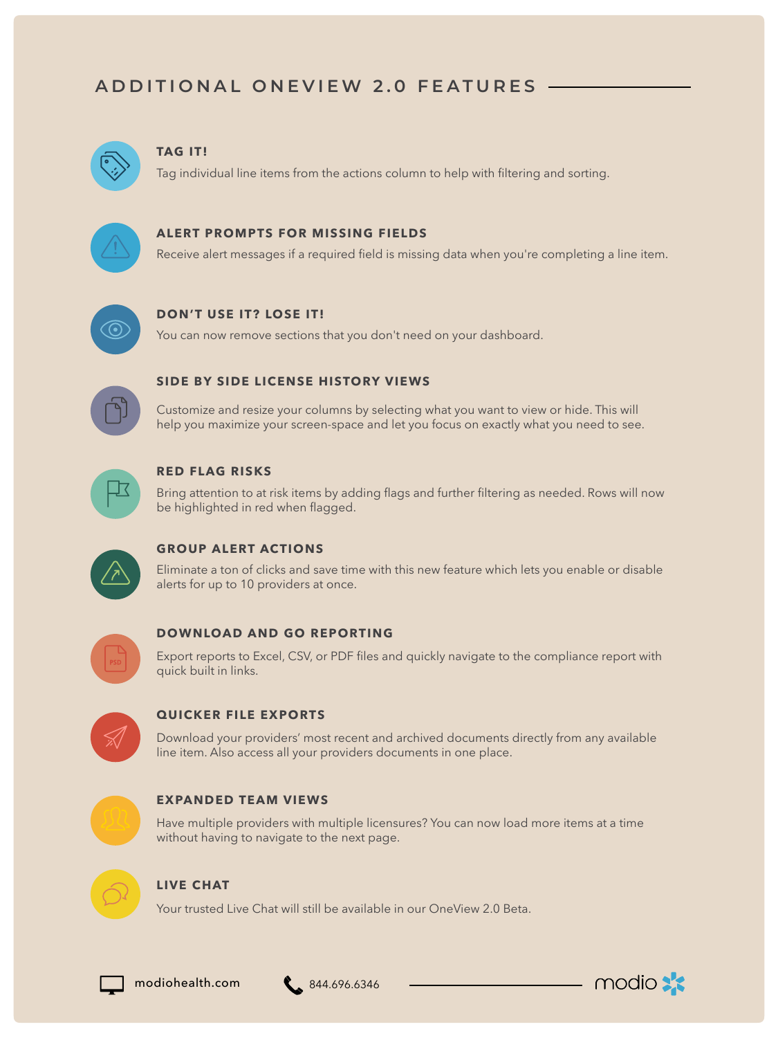# ADDITIONAL ONEVIEW 2.0 FEATURES

### TAG IT!

Tag individual line items from the actions column to help with filtering and sorting.

### ALERT PROMPTS FOR MISSING FIELDS

Receive alert messages if a required field is missing data when you're completing a line item.

### DON'T USE IT? LOSE IT!

You can now remove sections that you don't need on your dashboard.

### SIDE BY SIDE LICENSE HISTORY VIEWS

Customize and resize your columns by selecting what you want to view or hide. This will help you maximize your screen-space and let you focus on exactly what you need to see.

### RED FLAG RISKS

Bring attention to at risk items by adding flags and further filtering as needed. Rows will now be highlighted in red when flagged.

### GROUP ALERT ACTIONS

Eliminate a ton of clicks and save time with this new feature which lets you enable or disable alerts for up to 10 providers at once.

### DOWNLOAD AND GO REPORTING

Export reports to Excel, CSV, or PDF files and quickly navigate to the compliance report with quick built in links.

### QUICKER FILE EXPORTS

Download your providers' most recent and archived documents directly from any available line item. Also access all your providers documents in one place.

### EXPANDED TEAM VIEWS

Have multiple providers with multiple licensures? You can now load more items at a time without having to navigate to the next page.

### LIVE CHAT

Your trusted Live Chat will still be available in our OneView 2.0 Beta.

modiohealth.com

844.696.6346

modio